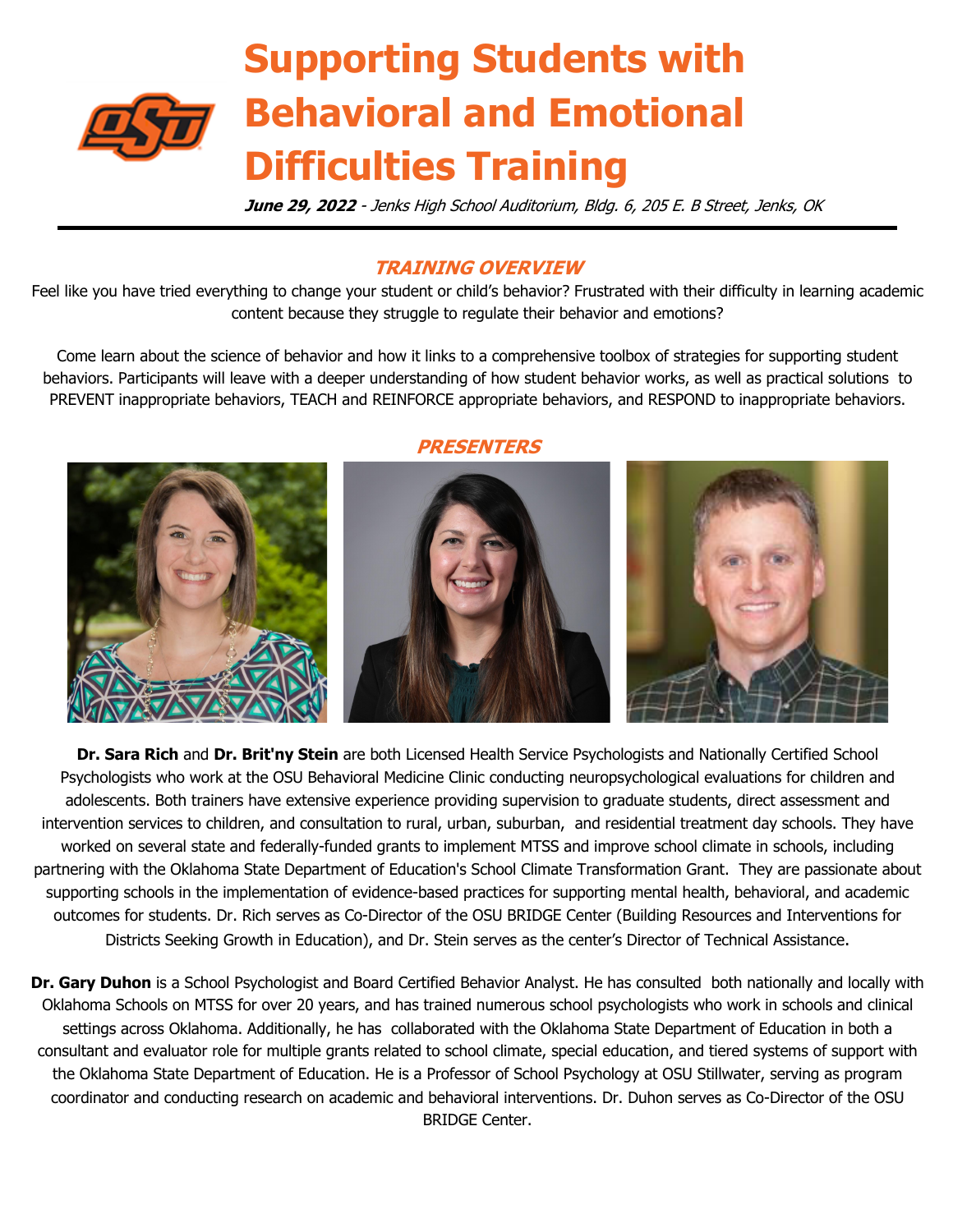# Supporting Students with Behavioral and Emotional Difficulties Training

***June 29, 2022*** *- Jenks High School Auditorium, Bldg. 6, 205 E. B Street, Jenks, OK*

## *TRAINING OVERVIEW*

Feel like you have tried everything to change your student or child's behavior? Frustrated with their difficulty in learning academic content because they struggle to regulate their behavior and emotions?

Come learn about the science of behavior and how it links to a comprehensive toolbox of strategies for supporting student behaviors. Participants will leave with a deeper understanding of how student behavior works, as well as practical solutions to PREVENT inappropriate behaviors, TEACH and REINFORCE appropriate behaviors, and RESPOND to inappropriate behaviors.

## *PRESENTERS*

**Dr. Sara Rich** and **Dr. Brit'ny Stein** are both Licensed Health Service Psychologists and Nationally Certified School Psychologists who work at the OSU Behavioral Medicine Clinic conducting neuropsychological evaluations for children and adolescents. Both trainers have extensive experience providing supervision to graduate students, direct assessment and intervention services to children, and consultation to rural, urban, suburban, and residential treatment day schools. They have worked on several state and federally-funded grants to implement MTSS and improve school climate in schools, including partnering with the Oklahoma State Department of Education's School Climate Transformation Grant. They are passionate about supporting schools in the implementation of evidence-based practices for supporting mental health, behavioral, and academic outcomes for students. Dr. Rich serves as Co-Director of the OSU BRIDGE Center (Building Resources and Interventions for Districts Seeking Growth in Education), and Dr. Stein serves as the center's Director of Technical Assistance.

**Dr. Gary Duhon** is a School Psychologist and Board Certified Behavior Analyst. He has consulted both nationally and locally with Oklahoma Schools on MTSS for over 20 years, and has trained numerous school psychologists who work in schools and clinical settings across Oklahoma. Additionally, he has collaborated with the Oklahoma State Department of Education in both a consultant and evaluator role for multiple grants related to school climate, special education, and tiered systems of support with the Oklahoma State Department of Education. He is a Professor of School Psychology at OSU Stillwater, serving as program coordinator and conducting research on academic and behavioral interventions. Dr. Duhon serves as Co-Director of the OSU BRIDGE Center.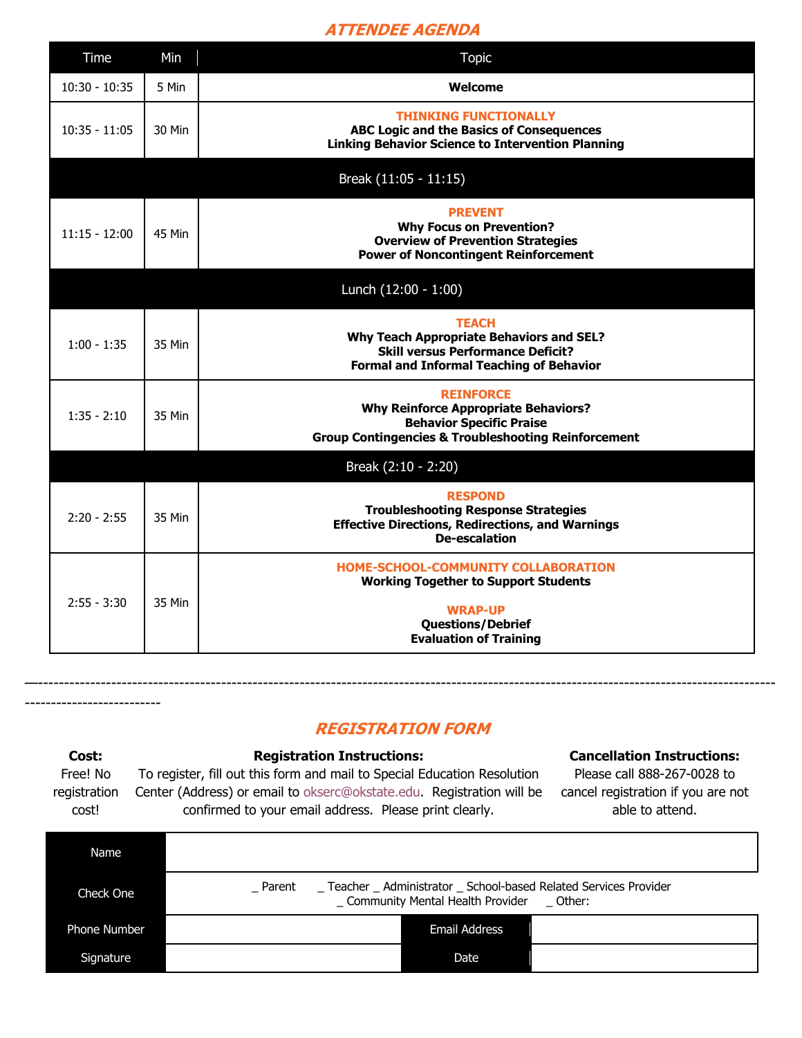## ATTENDEE AGENDA

| Time | Min | Topic |
|---|---|---|
| 10:30 - 10:35 | 5 Min | **Welcome** |
| 10:35 - 11:05 | 30 Min | **THINKING FUNCTIONALLY**<br>**ABC Logic and the Basics of Consequences**<br>**Linking Behavior Science to Intervention Planning** |
| Break (11:05 - 11:15) | | |
| 11:15 - 12:00 | 45 Min | **PREVENT**<br>**Why Focus on Prevention?**<br>**Overview of Prevention Strategies**<br>**Power of Noncontingent Reinforcement** |
| Lunch (12:00 - 1:00) | | |
| 1:00 - 1:35 | 35 Min | **TEACH**<br>**Why Teach Appropriate Behaviors and SEL?**<br>**Skill versus Performance Deficit?**<br>**Formal and Informal Teaching of Behavior** |
| 1:35 - 2:10 | 35 Min | **REINFORCE**<br>**Why Reinforce Appropriate Behaviors?**<br>**Behavior Specific Praise**<br>**Group Contingencies & Troubleshooting Reinforcement** |
| Break (2:10 - 2:20) | | |
| 2:20 - 2:55 | 35 Min | **RESPOND**<br>**Troubleshooting Response Strategies**<br>**Effective Directions, Redirections, and Warnings**<br>**De-escalation** |
| 2:55 - 3:30 | 35 Min | **HOME-SCHOOL-COMMUNITY COLLABORATION**<br>**Working Together to Support Students**<br><br>**WRAP-UP**<br>**Questions/Debrief**<br>**Evaluation of Training** |

------------------------------------------------------------------------------------------------------------------------------------------------------------------

## REGISTRATION FORM

**Cost:**
Free! No registration cost!

**Registration Instructions:**
To register, fill out this form and mail to Special Education Resolution Center (Address) or email to okserc@okstate.edu. Registration will be confirmed to your email address. Please print clearly.

**Cancellation Instructions:**
Please call 888-267-0028 to cancel registration if you are not able to attend.

| | | | |
|---|---|---|---|
| Name | | | |
| Check One | _ Parent _ Teacher _ Administrator _ School-based Related Services Provider _ Community Mental Health Provider _ Other: | | |
| Phone Number | | Email Address | |
| Signature | | Date | |